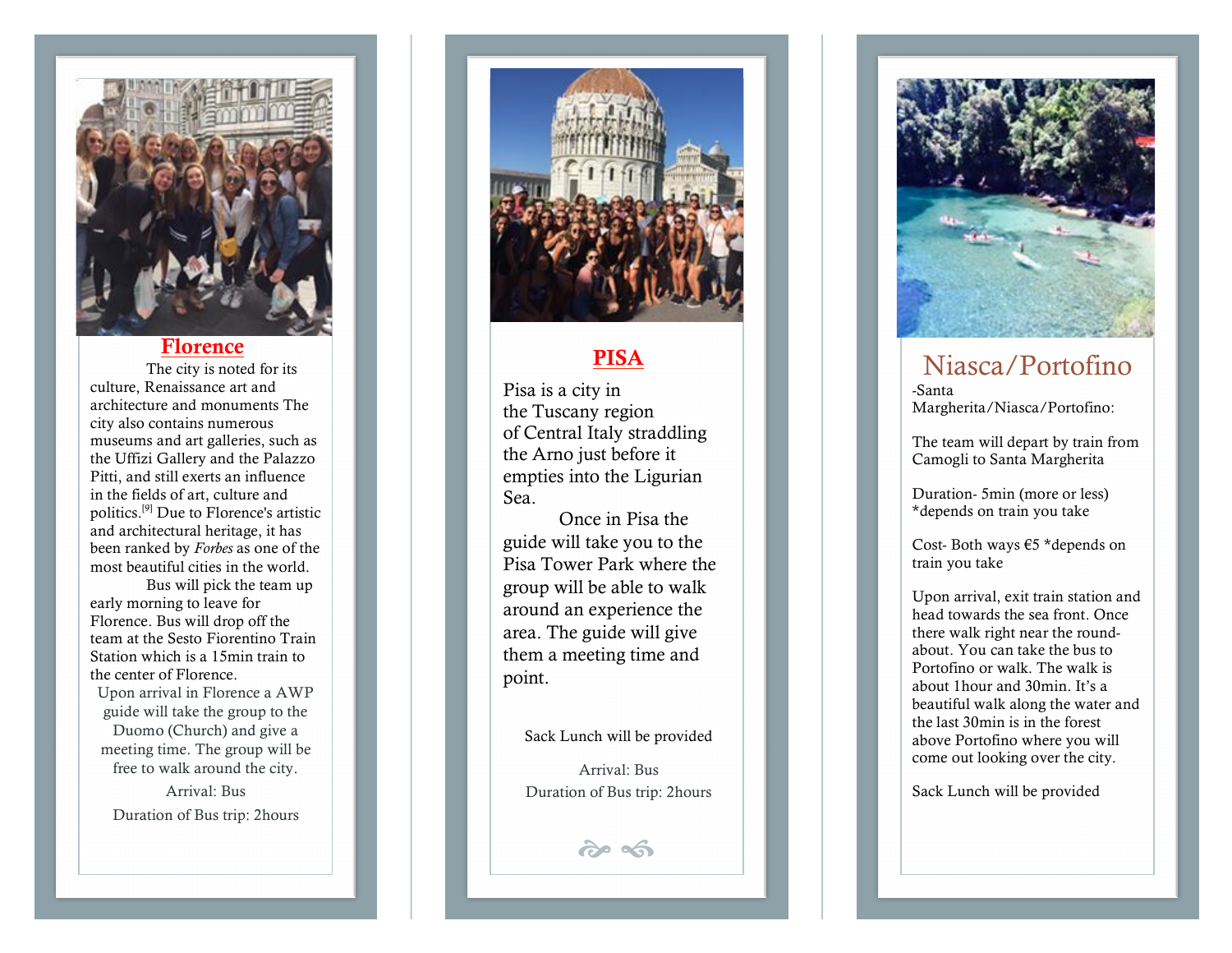## Florence

The city is noted for its culture, Renaissance art and architecture and monuments The city also contains numerous museums and art galleries, such as the Uffizi Gallery and the Palazzo Pitti, and still exerts an influence in the fields of art, culture and politics.[9] Due to Florence's artistic and architectural heritage, it has been ranked by *Forbes* as one of the most beautiful cities in the world.

Bus will pick the team up early morning to leave for Florence. Bus will drop off the team at the Sesto Fiorentino Train Station which is a 15min train to the center of Florence.

Upon arrival in Florence a AWP guide will take the group to the Duomo (Church) and give a meeting time. The group will be free to walk around the city.

Arrival: Bus

Duration of Bus trip: 2hours

## PISA

Pisa is a city in the Tuscany region of Central Italy straddling the Arno just before it empties into the Ligurian Sea.

Once in Pisa the guide will take you to the Pisa Tower Park where the group will be able to walk around an experience the area. The guide will give them a meeting time and point.

Sack Lunch will be provided

Arrival: Bus
Duration of Bus trip: 2hours

## Niasca/Portofino

-Santa Margherita/Niasca/Portofino:

The team will depart by train from Camogli to Santa Margherita

Duration- 5min (more or less) *depends on train you take

Cost- Both ways €5 *depends on train you take

Upon arrival, exit train station and head towards the sea front. Once there walk right near the round-about. You can take the bus to Portofino or walk. The walk is about 1hour and 30min. It's a beautiful walk along the water and the last 30min is in the forest above Portofino where you will come out looking over the city.

Sack Lunch will be provided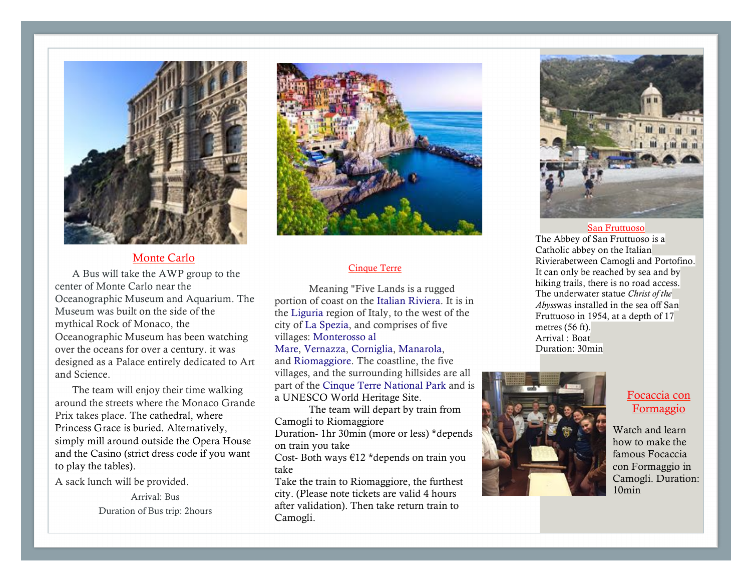## Monte Carlo

A Bus will take the AWP group to the center of Monte Carlo near the Oceanographic Museum and Aquarium. The Museum was built on the side of the mythical Rock of Monaco, the Oceanographic Museum has been watching over the oceans for over a century. it was designed as a Palace entirely dedicated to Art and Science.

The team will enjoy their time walking around the streets where the Monaco Grande Prix takes place. The cathedral, where Princess Grace is buried. Alternatively, simply mill around outside the Opera House and the Casino (strict dress code if you want to play the tables).

A sack lunch will be provided.

Arrival: Bus

Duration of Bus trip: 2hours

## Cinque Terre

Meaning "Five Lands is a rugged portion of coast on the Italian Riviera. It is in the Liguria region of Italy, to the west of the city of La Spezia, and comprises of five villages: Monterosso al Mare, Vernazza, Corniglia, Manarola, and Riomaggiore. The coastline, the five villages, and the surrounding hillsides are all part of the Cinque Terre National Park and is a UNESCO World Heritage Site.

The team will depart by train from Camogli to Riomaggiore

Duration- 1hr 30min (more or less) *depends on train you take

Cost- Both ways €12 *depends on train you take

Take the train to Riomaggiore, the furthest city. (Please note tickets are valid 4 hours after validation). Then take return train to Camogli.

## San Fruttuoso

The Abbey of San Fruttuoso is a Catholic abbey on the Italian Rivierabetween Camogli and Portofino. It can only be reached by sea and by hiking trails, there is no road access. The underwater statue *Christ of the Abyss*was installed in the sea off San Fruttuoso in 1954, at a depth of 17 metres (56 ft).

Arrival : Boat

Duration: 30min

## Focaccia con Formaggio

Watch and learn how to make the famous Focaccia con Formaggio in Camogli. Duration: 10min